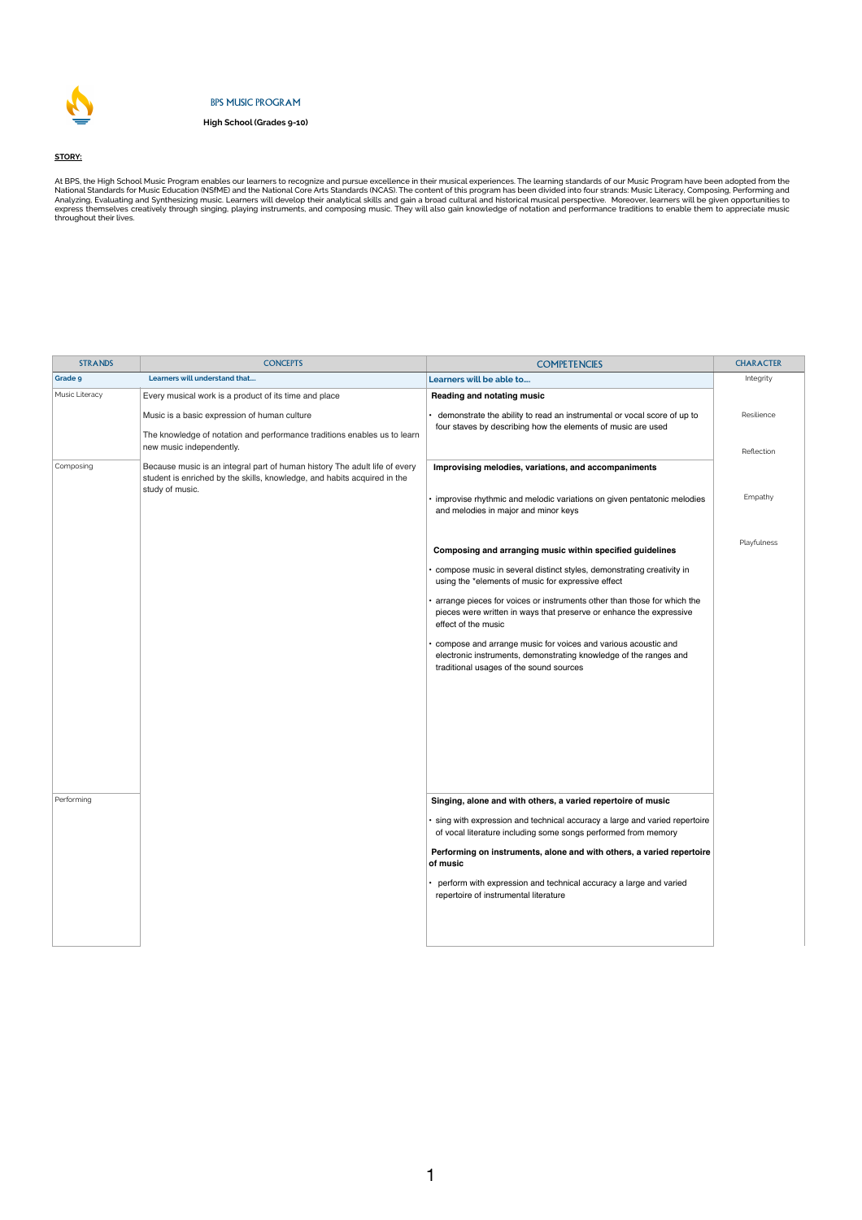BPS MUSIC PROGRAM

**High School (Grades 9-10)**

**STORY:**

At BPS, the High School Music Program enables our learners to recognize and pursue excellence in their musical experiences. The learning standards of our Music Program have been adopted from the National Standards for Music Education (NSfME) and the National Core Arts Standards (NCAS). The content of this program has been divided into four strands: Music Literacy, Composing, Performing and Analyzing, Evaluating and Synthesizing music. Learners will develop their analytical skills and gain a broad cultural and historical musical perspective. Moreover, learners will be given opportunities to express themselves creatively through singing, playing instruments, and composing music. They will also gain knowledge of notation and performance traditions to enable them to appreciate music throughout their lives.

| STRANDS | CONCEPTS | COMPETENCIES | CHARACTER |
|---|---|---|---|
| **Grade 9** | **Learners will understand that...** | **Learners will be able to....** | Integrity |
| Music Literacy | Every musical work is a product of its time and place<br><br>Music is a basic expression of human culture<br><br>The knowledge of notation and performance traditions enables us to learn new music independently. | **Reading and notating music**<br><br>• demonstrate the ability to read an instrumental or vocal score of up to four staves by describing how the elements of music are used | Resilience<br><br>Reflection |
| Composing | Because music is an integral part of human history The adult life of every student is enriched by the skills, knowledge, and habits acquired in the study of music. | **Improvising melodies, variations, and accompaniments**<br><br>• improvise rhythmic and melodic variations on given pentatonic melodies and melodies in major and minor keys<br><br>**Composing and arranging music within specified guidelines**<br><br>• compose music in several distinct styles, demonstrating creativity in using the *elements of music for expressive effect<br><br>• arrange pieces for voices or instruments other than those for which the pieces were written in ways that preserve or enhance the expressive effect of the music<br><br>• compose and arrange music for voices and various acoustic and electronic instruments, demonstrating knowledge of the ranges and traditional usages of the sound sources | Empathy<br><br>Playfulness |
| Performing | | **Singing, alone and with others, a varied repertoire of music**<br><br>• sing with expression and technical accuracy a large and varied repertoire of vocal literature including some songs performed from memory<br><br>**Performing on instruments, alone and with others, a varied repertoire of music**<br><br>• perform with expression and technical accuracy a large and varied repertoire of instrumental literature | |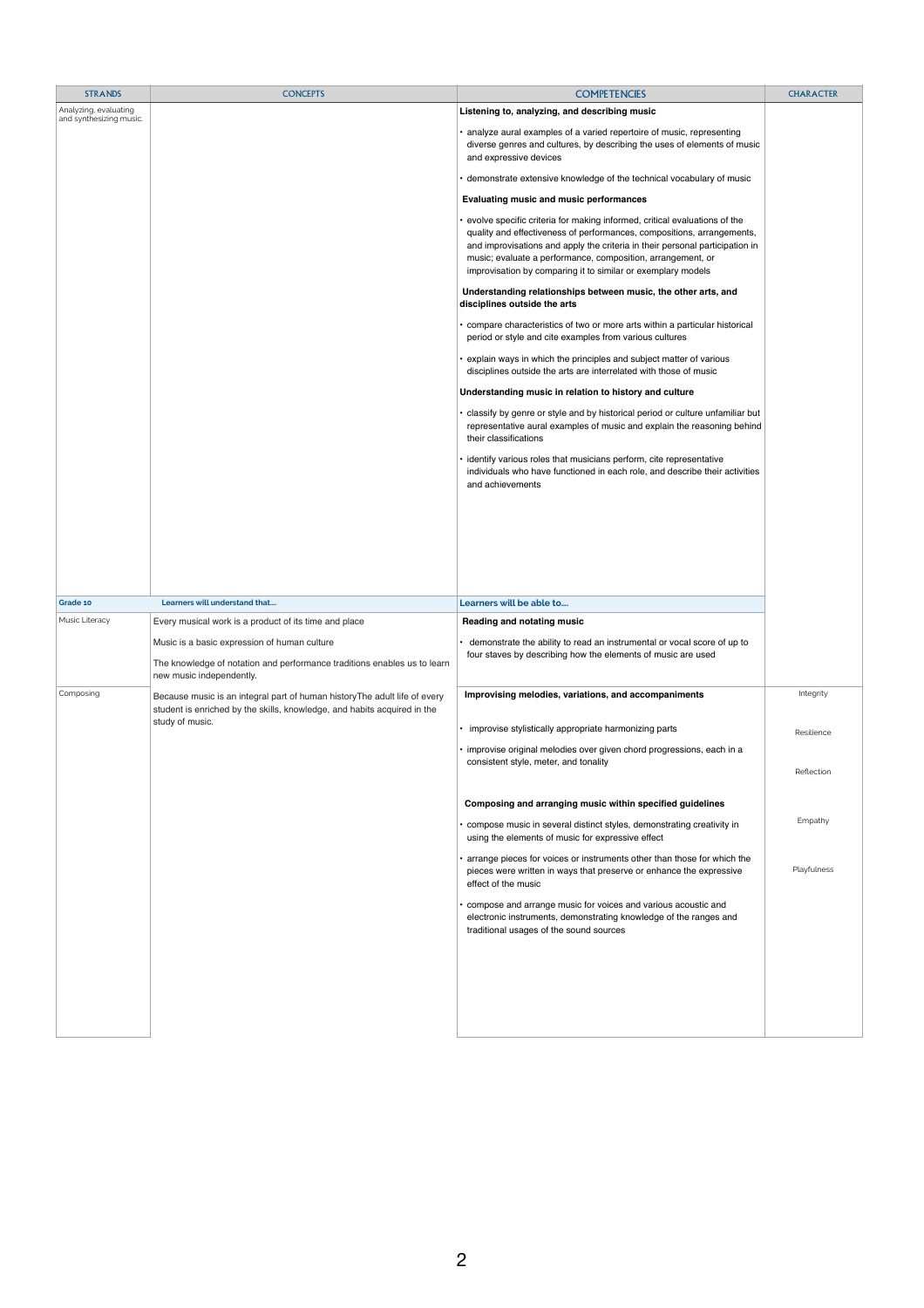| STRANDS | CONCEPTS | COMPETENCIES | CHARACTER |
|---|---|---|---|
| Analyzing, evaluating and synthesizing music. | | **Listening to, analyzing, and describing music**<br>• analyze aural examples of a varied repertoire of music, representing diverse genres and cultures, by describing the uses of elements of music and expressive devices<br>• demonstrate extensive knowledge of the technical vocabulary of music<br>**Evaluating music and music performances**<br>• evolve specific criteria for making informed, critical evaluations of the quality and effectiveness of performances, compositions, arrangements, and improvisations and apply the criteria in their personal participation in music; evaluate a performance, composition, arrangement, or improvisation by comparing it to similar or exemplary models<br>**Understanding relationships between music, the other arts, and disciplines outside the arts**<br>• compare characteristics of two or more arts within a particular historical period or style and cite examples from various cultures<br>• explain ways in which the principles and subject matter of various disciplines outside the arts are interrelated with those of music<br>**Understanding music in relation to history and culture**<br>• classify by genre or style and by historical period or culture unfamiliar but representative aural examples of music and explain the reasoning behind their classifications<br>• identify various roles that musicians perform, cite representative individuals who have functioned in each role, and describe their activities and achievements | |
| **Grade 10** | **Learners will understand that….** | **Learners will be able to….** | |
| Music Literacy | Every musical work is a product of its time and place<br>Music is a basic expression of human culture<br>The knowledge of notation and performance traditions enables us to learn new music independently. | **Reading and notating music**<br>• demonstrate the ability to read an instrumental or vocal score of up to four staves by describing how the elements of music are used | |
| Composing | Because music is an integral part of human historyThe adult life of every student is enriched by the skills, knowledge, and habits acquired in the study of music. | **Improvising melodies, variations, and accompaniments**<br>• improvise stylistically appropriate harmonizing parts<br>• improvise original melodies over given chord progressions, each in a consistent style, meter, and tonality<br>**Composing and arranging music within specified guidelines**<br>• compose music in several distinct styles, demonstrating creativity in using the elements of music for expressive effect<br>• arrange pieces for voices or instruments other than those for which the pieces were written in ways that preserve or enhance the expressive effect of the music<br>• compose and arrange music for voices and various acoustic and electronic instruments, demonstrating knowledge of the ranges and traditional usages of the sound sources | Integrity<br>Resilience<br>Reflection<br>Empathy<br>Playfulness |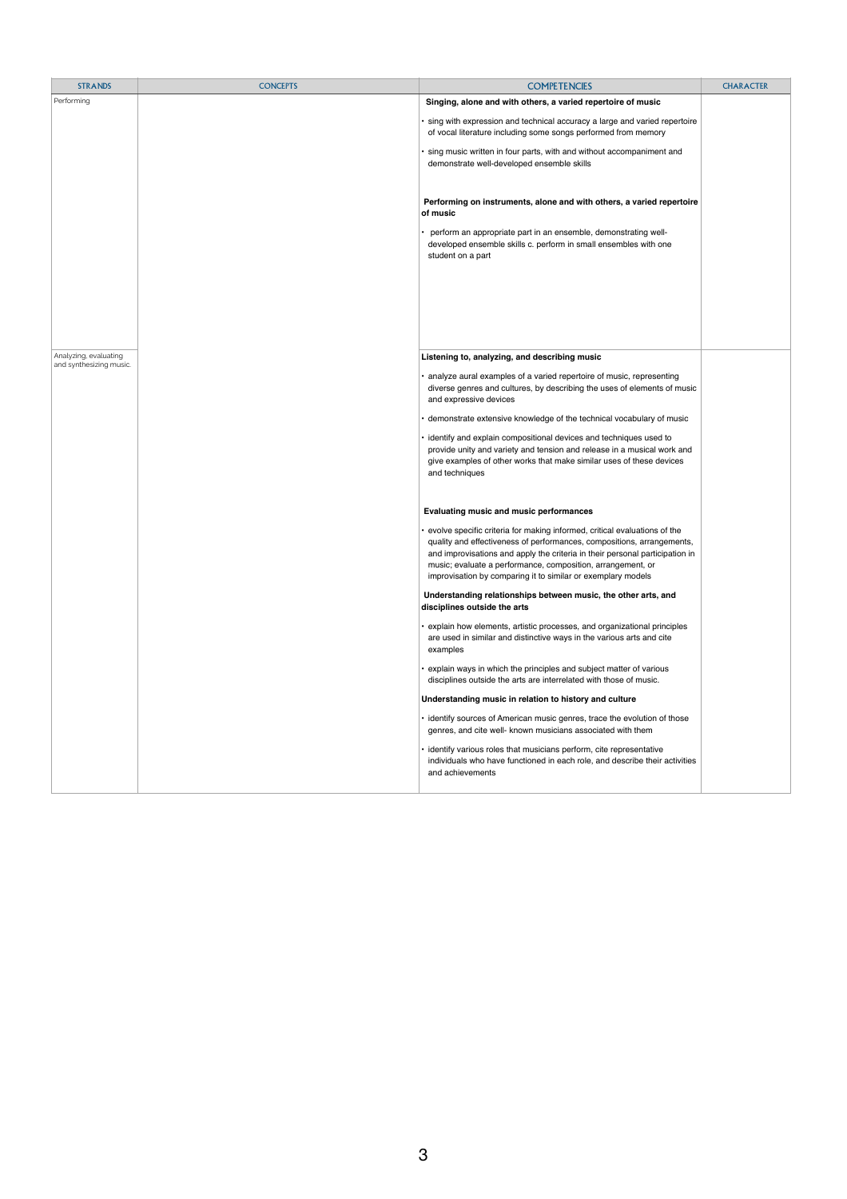| STRANDS | CONCEPTS | COMPETENCIES | CHARACTER |
|---|---|---|---|
| Performing | | **Singing, alone and with others, a varied repertoire of music**<br><br>• sing with expression and technical accuracy a large and varied repertoire of vocal literature including some songs performed from memory<br><br>• sing music written in four parts, with and without accompaniment and demonstrate well-developed ensemble skills<br><br>**Performing on instruments, alone and with others, a varied repertoire of music**<br><br>• perform an appropriate part in an ensemble, demonstrating well-developed ensemble skills c. perform in small ensembles with one student on a part | |
| Analyzing, evaluating and synthesizing music. | | **Listening to, analyzing, and describing music**<br><br>• analyze aural examples of a varied repertoire of music, representing diverse genres and cultures, by describing the uses of elements of music and expressive devices<br><br>• demonstrate extensive knowledge of the technical vocabulary of music<br><br>• identify and explain compositional devices and techniques used to provide unity and variety and tension and release in a musical work and give examples of other works that make similar uses of these devices and techniques<br><br>**Evaluating music and music performances**<br><br>• evolve specific criteria for making informed, critical evaluations of the quality and effectiveness of performances, compositions, arrangements, and improvisations and apply the criteria in their personal participation in music; evaluate a performance, composition, arrangement, or improvisation by comparing it to similar or exemplary models<br><br>**Understanding relationships between music, the other arts, and disciplines outside the arts**<br><br>• explain how elements, artistic processes, and organizational principles are used in similar and distinctive ways in the various arts and cite examples<br><br>• explain ways in which the principles and subject matter of various disciplines outside the arts are interrelated with those of music.<br><br>**Understanding music in relation to history and culture**<br><br>• identify sources of American music genres, trace the evolution of those genres, and cite well- known musicians associated with them<br><br>• identify various roles that musicians perform, cite representative individuals who have functioned in each role, and describe their activities and achievements | |